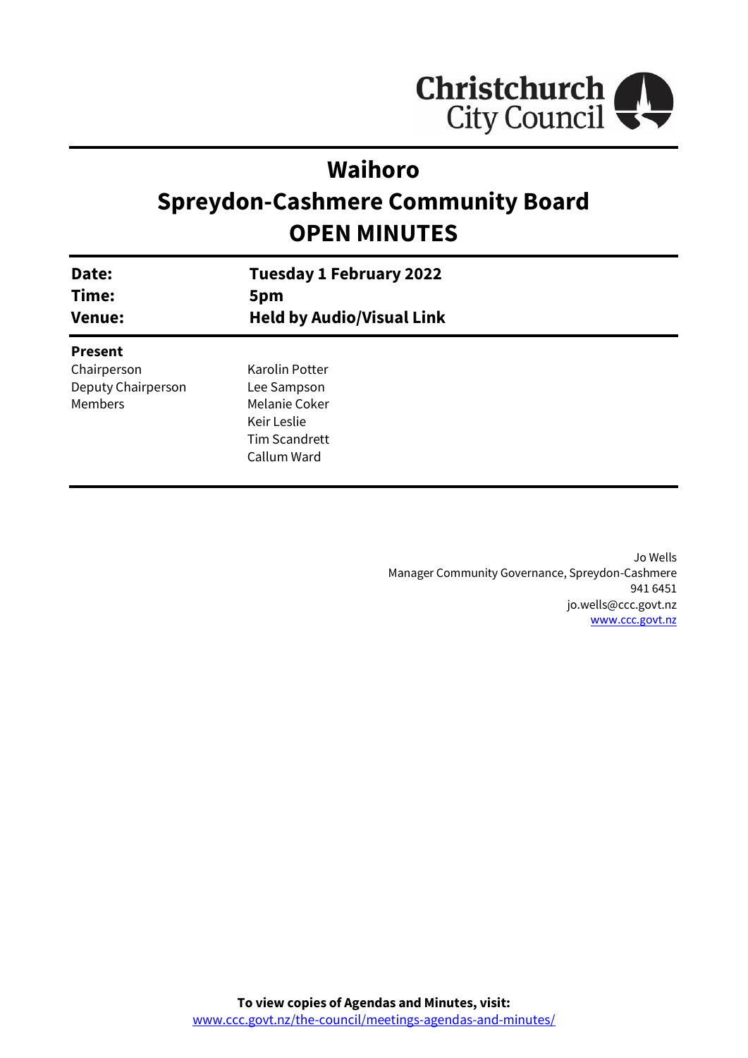Christchurch City Council

# Waihoro
# Spreydon-Cashmere Community Board
# OPEN MINUTES

| | |
|---|---|
| **Date:** | **Tuesday 1 February 2022** |
| **Time:** | **5pm** |
| **Venue:** | **Held by Audio/Visual Link** |

**Present**

| | |
|---|---|
| Chairperson | Karolin Potter |
| Deputy Chairperson | Lee Sampson |
| Members | Melanie Coker |
| | Keir Leslie |
| | Tim Scandrett |
| | Callum Ward |

Jo Wells
Manager Community Governance, Spreydon-Cashmere
941 6451
jo.wells@ccc.govt.nz
www.ccc.govt.nz

**To view copies of Agendas and Minutes, visit:**
www.ccc.govt.nz/the-council/meetings-agendas-and-minutes/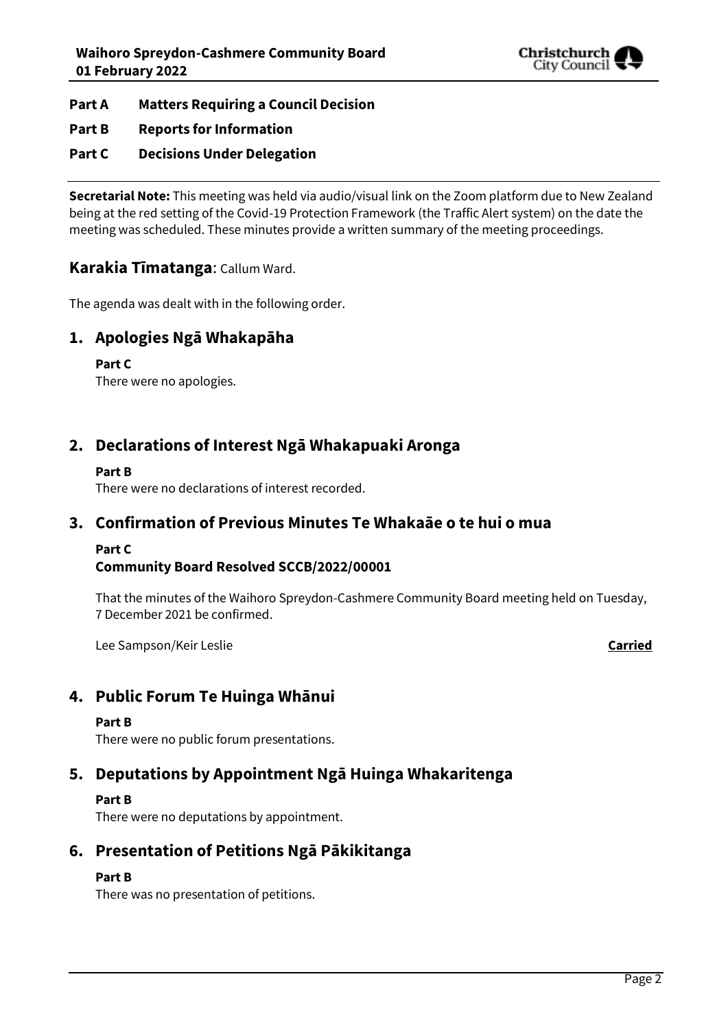**Part A Matters Requiring a Council Decision**

**Part B Reports for Information**

**Part C Decisions Under Delegation**

**Secretarial Note:** This meeting was held via audio/visual link on the Zoom platform due to New Zealand being at the red setting of the Covid-19 Protection Framework (the Traffic Alert system) on the date the meeting was scheduled. These minutes provide a written summary of the meeting proceedings.

## Karakia Tīmatanga: Callum Ward.

The agenda was dealt with in the following order.

## 1. Apologies Ngā Whakapāha

**Part C**
There were no apologies.

## 2. Declarations of Interest Ngā Whakapuaki Aronga

**Part B**
There were no declarations of interest recorded.

## 3. Confirmation of Previous Minutes Te Whakaāe o te hui o mua

**Part C**
**Community Board Resolved SCCB/2022/00001**

That the minutes of the Waihoro Spreydon-Cashmere Community Board meeting held on Tuesday, 7 December 2021 be confirmed.

Lee Sampson/Keir Leslie **Carried**

## 4. Public Forum Te Huinga Whānui

**Part B**
There were no public forum presentations.

## 5. Deputations by Appointment Ngā Huinga Whakaritenga

**Part B**
There were no deputations by appointment.

## 6. Presentation of Petitions Ngā Pākikitanga

**Part B**
There was no presentation of petitions.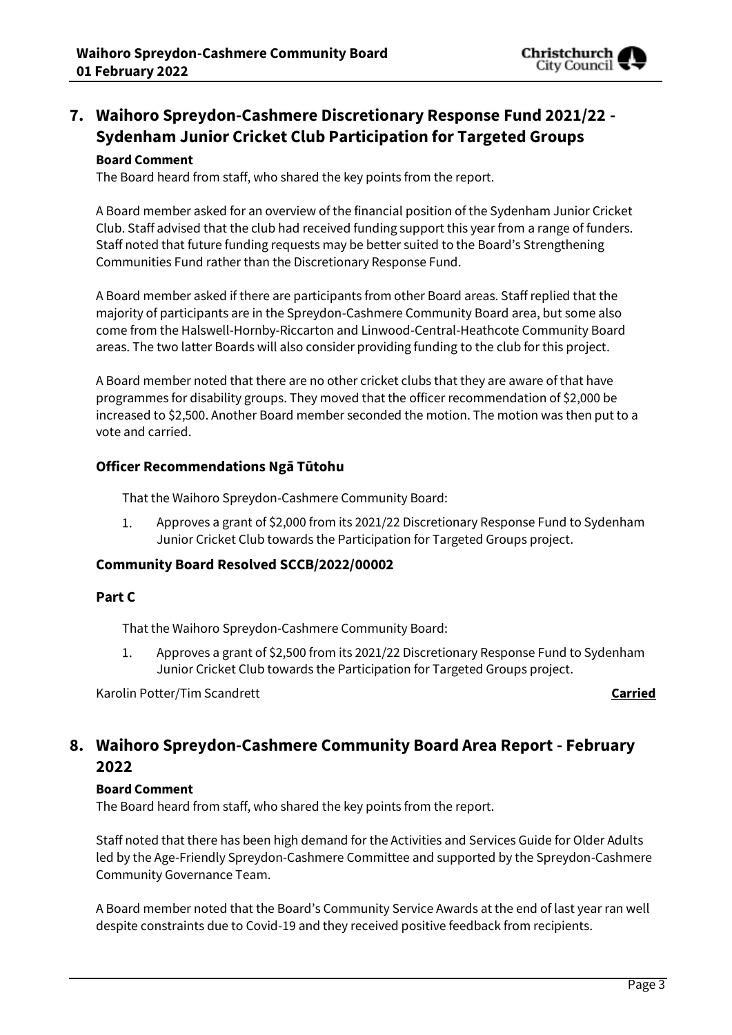## 7. Waihoro Spreydon-Cashmere Discretionary Response Fund 2021/22 - Sydenham Junior Cricket Club Participation for Targeted Groups

**Board Comment**

The Board heard from staff, who shared the key points from the report.

A Board member asked for an overview of the financial position of the Sydenham Junior Cricket Club. Staff advised that the club had received funding support this year from a range of funders. Staff noted that future funding requests may be better suited to the Board's Strengthening Communities Fund rather than the Discretionary Response Fund.

A Board member asked if there are participants from other Board areas. Staff replied that the majority of participants are in the Spreydon-Cashmere Community Board area, but some also come from the Halswell-Hornby-Riccarton and Linwood-Central-Heathcote Community Board areas. The two latter Boards will also consider providing funding to the club for this project.

A Board member noted that there are no other cricket clubs that they are aware of that have programmes for disability groups. They moved that the officer recommendation of $2,000 be increased to $2,500. Another Board member seconded the motion. The motion was then put to a vote and carried.

### Officer Recommendations Ngā Tūtohu

That the Waihoro Spreydon-Cashmere Community Board:

1. Approves a grant of $2,000 from its 2021/22 Discretionary Response Fund to Sydenham Junior Cricket Club towards the Participation for Targeted Groups project.

### Community Board Resolved SCCB/2022/00002

**Part C**

That the Waihoro Spreydon-Cashmere Community Board:

1. Approves a grant of $2,500 from its 2021/22 Discretionary Response Fund to Sydenham Junior Cricket Club towards the Participation for Targeted Groups project.

Karolin Potter/Tim Scandrett **Carried**

## 8. Waihoro Spreydon-Cashmere Community Board Area Report - February 2022

**Board Comment**

The Board heard from staff, who shared the key points from the report.

Staff noted that there has been high demand for the Activities and Services Guide for Older Adults led by the Age-Friendly Spreydon-Cashmere Committee and supported by the Spreydon-Cashmere Community Governance Team.

A Board member noted that the Board's Community Service Awards at the end of last year ran well despite constraints due to Covid-19 and they received positive feedback from recipients.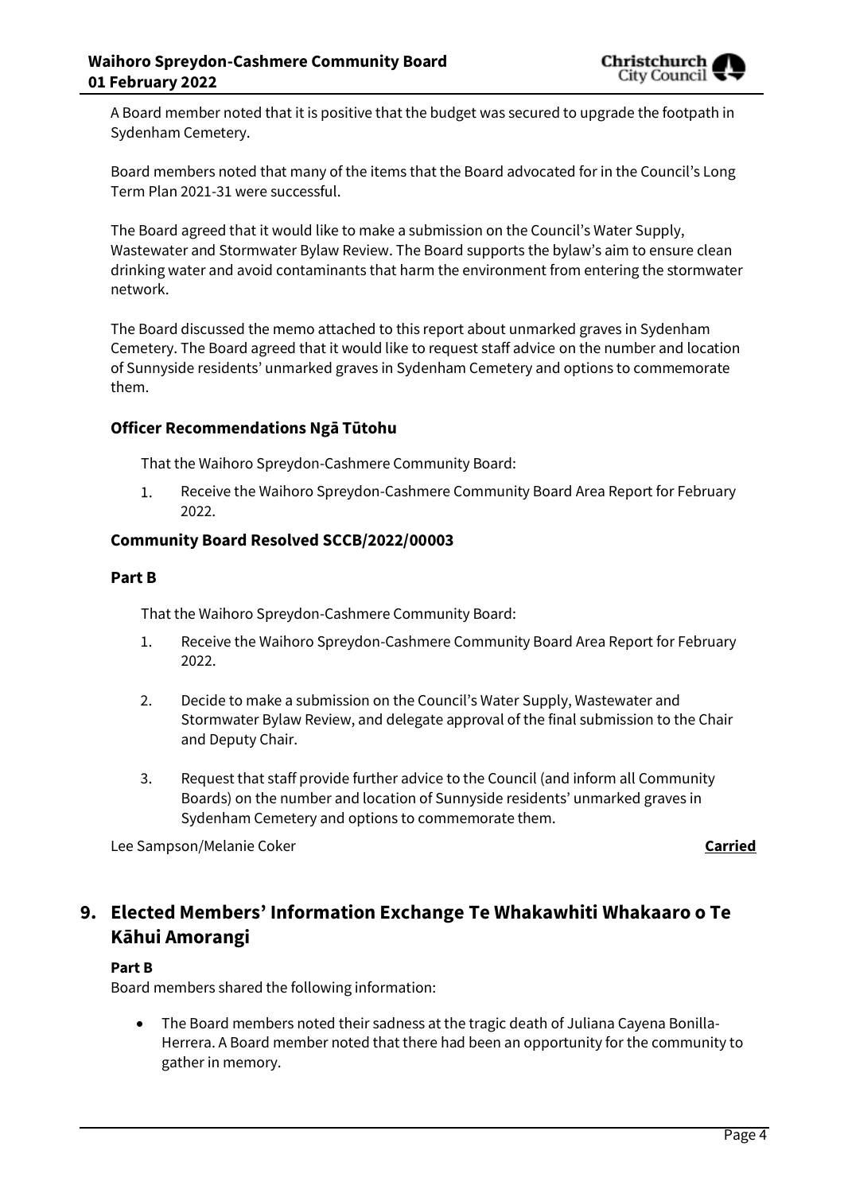A Board member noted that it is positive that the budget was secured to upgrade the footpath in Sydenham Cemetery.

Board members noted that many of the items that the Board advocated for in the Council's Long Term Plan 2021-31 were successful.

The Board agreed that it would like to make a submission on the Council's Water Supply, Wastewater and Stormwater Bylaw Review. The Board supports the bylaw's aim to ensure clean drinking water and avoid contaminants that harm the environment from entering the stormwater network.

The Board discussed the memo attached to this report about unmarked graves in Sydenham Cemetery. The Board agreed that it would like to request staff advice on the number and location of Sunnyside residents' unmarked graves in Sydenham Cemetery and options to commemorate them.

### Officer Recommendations Ngā Tūtohu

That the Waihoro Spreydon-Cashmere Community Board:

1. Receive the Waihoro Spreydon-Cashmere Community Board Area Report for February 2022.

### Community Board Resolved SCCB/2022/00003

### Part B

That the Waihoro Spreydon-Cashmere Community Board:

1. Receive the Waihoro Spreydon-Cashmere Community Board Area Report for February 2022.
2. Decide to make a submission on the Council's Water Supply, Wastewater and Stormwater Bylaw Review, and delegate approval of the final submission to the Chair and Deputy Chair.
3. Request that staff provide further advice to the Council (and inform all Community Boards) on the number and location of Sunnyside residents' unmarked graves in Sydenham Cemetery and options to commemorate them.

Lee Sampson/Melanie Coker **Carried**

## 9. Elected Members' Information Exchange Te Whakawhiti Whakaaro o Te Kāhui Amorangi

**Part B**

Board members shared the following information:

- The Board members noted their sadness at the tragic death of Juliana Cayena Bonilla-Herrera. A Board member noted that there had been an opportunity for the community to gather in memory.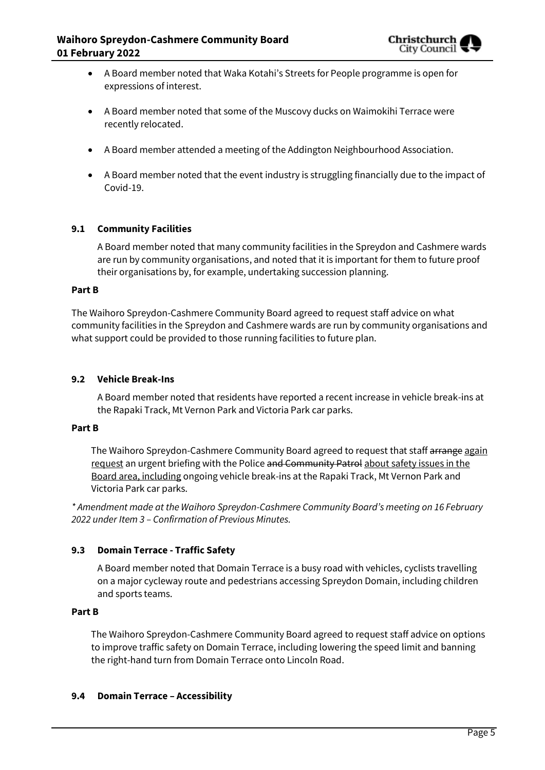- A Board member noted that Waka Kotahi's Streets for People programme is open for expressions of interest.
- A Board member noted that some of the Muscovy ducks on Waimokihi Terrace were recently relocated.
- A Board member attended a meeting of the Addington Neighbourhood Association.
- A Board member noted that the event industry is struggling financially due to the impact of Covid-19.

### 9.1 Community Facilities

A Board member noted that many community facilities in the Spreydon and Cashmere wards are run by community organisations, and noted that it is important for them to future proof their organisations by, for example, undertaking succession planning.

**Part B**

The Waihoro Spreydon-Cashmere Community Board agreed to request staff advice on what community facilities in the Spreydon and Cashmere wards are run by community organisations and what support could be provided to those running facilities to future plan.

### 9.2 Vehicle Break-Ins

A Board member noted that residents have reported a recent increase in vehicle break-ins at the Rapaki Track, Mt Vernon Park and Victoria Park car parks.

**Part B**

The Waihoro Spreydon-Cashmere Community Board agreed to request that staff ~~arrange~~ <u>again request</u> an urgent briefing with the Police ~~and Community Patrol~~ <u>about safety issues in the Board area, including</u> ongoing vehicle break-ins at the Rapaki Track, Mt Vernon Park and Victoria Park car parks.

*\* Amendment made at the Waihoro Spreydon-Cashmere Community Board's meeting on 16 February 2022 under Item 3 – Confirmation of Previous Minutes.*

### 9.3 Domain Terrace - Traffic Safety

A Board member noted that Domain Terrace is a busy road with vehicles, cyclists travelling on a major cycleway route and pedestrians accessing Spreydon Domain, including children and sports teams.

**Part B**

The Waihoro Spreydon-Cashmere Community Board agreed to request staff advice on options to improve traffic safety on Domain Terrace, including lowering the speed limit and banning the right-hand turn from Domain Terrace onto Lincoln Road.

### 9.4 Domain Terrace – Accessibility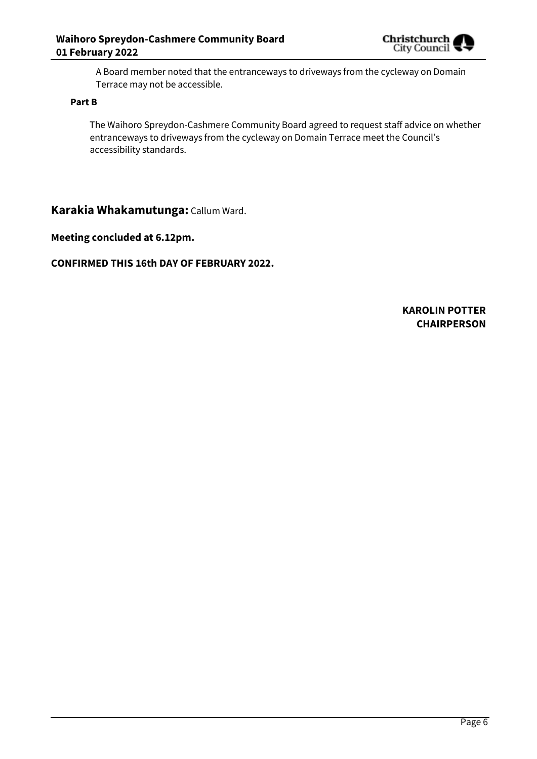A Board member noted that the entranceways to driveways from the cycleway on Domain Terrace may not be accessible.

**Part B**

The Waihoro Spreydon-Cashmere Community Board agreed to request staff advice on whether entranceways to driveways from the cycleway on Domain Terrace meet the Council's accessibility standards.

## Karakia Whakamutunga: Callum Ward.

**Meeting concluded at 6.12pm.**

**CONFIRMED THIS 16th DAY OF FEBRUARY 2022.**

**KAROLIN POTTER**
**CHAIRPERSON**